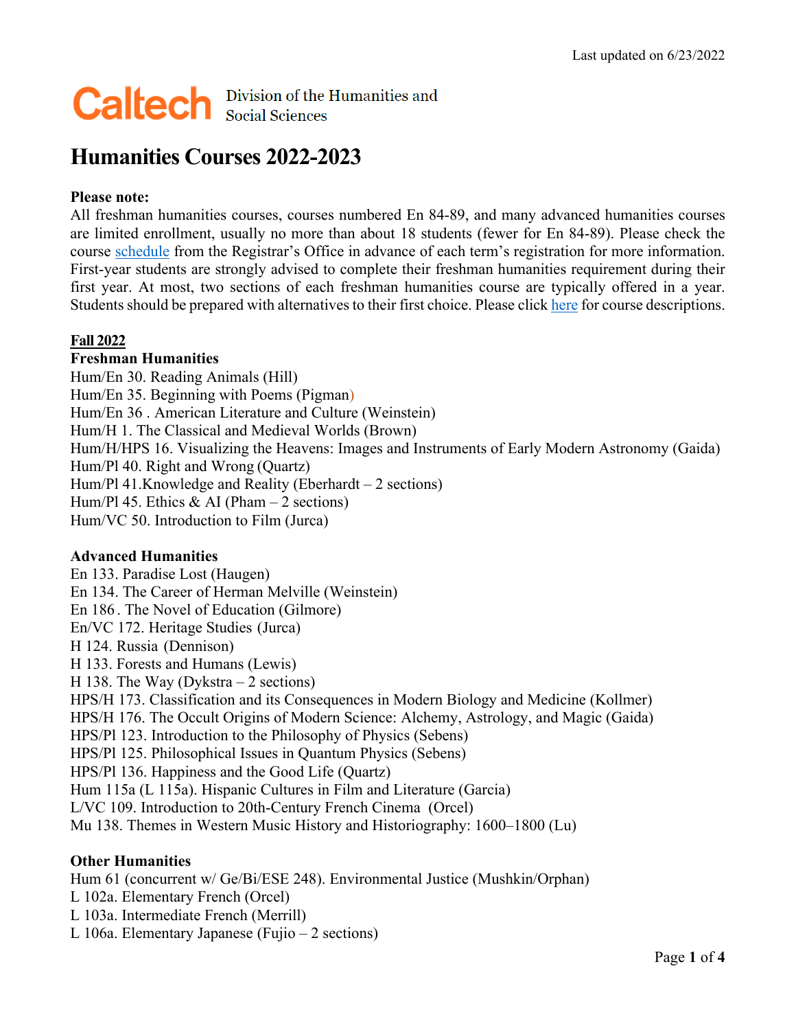Last updated on 6/23/2022

Caltech Division of the Humanities and Social Sciences

# Humanities Courses 2022-2023

**Please note:**
All freshman humanities courses, courses numbered En 84-89, and many advanced humanities courses are limited enrollment, usually no more than about 18 students (fewer for En 84-89). Please check the course schedule from the Registrar's Office in advance of each term's registration for more information. First-year students are strongly advised to complete their freshman humanities requirement during their first year. At most, two sections of each freshman humanities course are typically offered in a year. Students should be prepared with alternatives to their first choice. Please click here for course descriptions.

## Fall 2022

### Freshman Humanities

Hum/En 30. Reading Animals (Hill)
Hum/En 35. Beginning with Poems (Pigman)
Hum/En 36 . American Literature and Culture (Weinstein)
Hum/H 1. The Classical and Medieval Worlds (Brown)
Hum/H/HPS 16. Visualizing the Heavens: Images and Instruments of Early Modern Astronomy (Gaida)
Hum/Pl 40. Right and Wrong (Quartz)
Hum/Pl 41.Knowledge and Reality (Eberhardt – 2 sections)
Hum/Pl 45. Ethics & AI (Pham – 2 sections)
Hum/VC 50. Introduction to Film (Jurca)

### Advanced Humanities

En 133. Paradise Lost (Haugen)
En 134. The Career of Herman Melville (Weinstein)
En 186 . The Novel of Education (Gilmore)
En/VC 172. Heritage Studies (Jurca)
H 124. Russia (Dennison)
H 133. Forests and Humans (Lewis)
H 138. The Way (Dykstra – 2 sections)
HPS/H 173. Classification and its Consequences in Modern Biology and Medicine (Kollmer)
HPS/H 176. The Occult Origins of Modern Science: Alchemy, Astrology, and Magic (Gaida)
HPS/Pl 123. Introduction to the Philosophy of Physics (Sebens)
HPS/Pl 125. Philosophical Issues in Quantum Physics (Sebens)
HPS/Pl 136. Happiness and the Good Life (Quartz)
Hum 115a (L 115a). Hispanic Cultures in Film and Literature (Garcia)
L/VC 109. Introduction to 20th-Century French Cinema (Orcel)
Mu 138. Themes in Western Music History and Historiography: 1600–1800 (Lu)

### Other Humanities

Hum 61 (concurrent w/ Ge/Bi/ESE 248). Environmental Justice (Mushkin/Orphan)
L 102a. Elementary French (Orcel)
L 103a. Intermediate French (Merrill)
L 106a. Elementary Japanese (Fujio – 2 sections)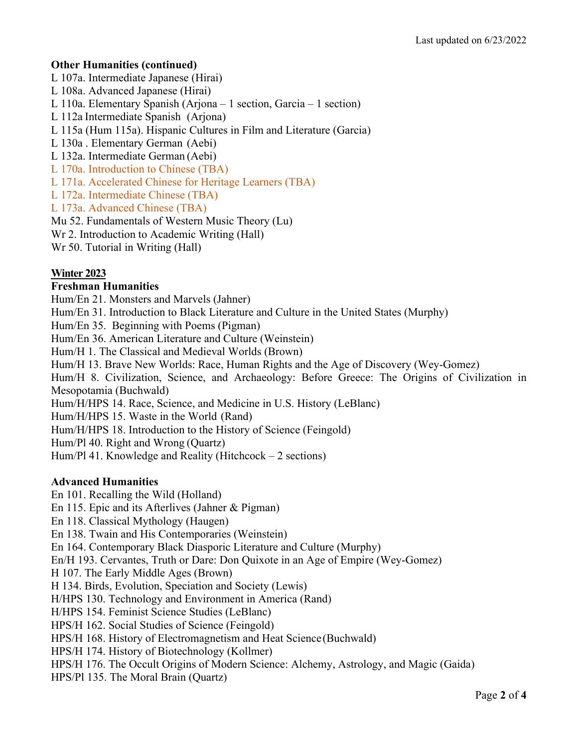**Other Humanities (continued)**

L 107a. Intermediate Japanese (Hirai)
L 108a. Advanced Japanese (Hirai)
L 110a. Elementary Spanish (Arjona – 1 section, Garcia – 1 section)
L 112a Intermediate Spanish (Arjona)
L 115a (Hum 115a). Hispanic Cultures in Film and Literature (Garcia)
L 130a . Elementary German (Aebi)
L 132a. Intermediate German (Aebi)
L 170a. Introduction to Chinese (TBA)
L 171a. Accelerated Chinese for Heritage Learners (TBA)
L 172a. Intermediate Chinese (TBA)
L 173a. Advanced Chinese (TBA)
Mu 52. Fundamentals of Western Music Theory (Lu)
Wr 2. Introduction to Academic Writing (Hall)
Wr 50. Tutorial in Writing (Hall)

## Winter 2023

**Freshman Humanities**

Hum/En 21. Monsters and Marvels (Jahner)
Hum/En 31. Introduction to Black Literature and Culture in the United States (Murphy)
Hum/En 35. Beginning with Poems (Pigman)
Hum/En 36. American Literature and Culture (Weinstein)
Hum/H 1. The Classical and Medieval Worlds (Brown)
Hum/H 13. Brave New Worlds: Race, Human Rights and the Age of Discovery (Wey-Gomez)
Hum/H 8. Civilization, Science, and Archaeology: Before Greece: The Origins of Civilization in Mesopotamia (Buchwald)
Hum/H/HPS 14. Race, Science, and Medicine in U.S. History (LeBlanc)
Hum/H/HPS 15. Waste in the World (Rand)
Hum/H/HPS 18. Introduction to the History of Science (Feingold)
Hum/Pl 40. Right and Wrong (Quartz)
Hum/Pl 41. Knowledge and Reality (Hitchcock – 2 sections)

**Advanced Humanities**

En 101. Recalling the Wild (Holland)
En 115. Epic and its Afterlives (Jahner & Pigman)
En 118. Classical Mythology (Haugen)
En 138. Twain and His Contemporaries (Weinstein)
En 164. Contemporary Black Diasporic Literature and Culture (Murphy)
En/H 193. Cervantes, Truth or Dare: Don Quixote in an Age of Empire (Wey-Gomez)
H 107. The Early Middle Ages (Brown)
H 134. Birds, Evolution, Speciation and Society (Lewis)
H/HPS 130. Technology and Environment in America (Rand)
H/HPS 154. Feminist Science Studies (LeBlanc)
HPS/H 162. Social Studies of Science (Feingold)
HPS/H 168. History of Electromagnetism and Heat Science (Buchwald)
HPS/H 174. History of Biotechnology (Kollmer)
HPS/H 176. The Occult Origins of Modern Science: Alchemy, Astrology, and Magic (Gaida)
HPS/Pl 135. The Moral Brain (Quartz)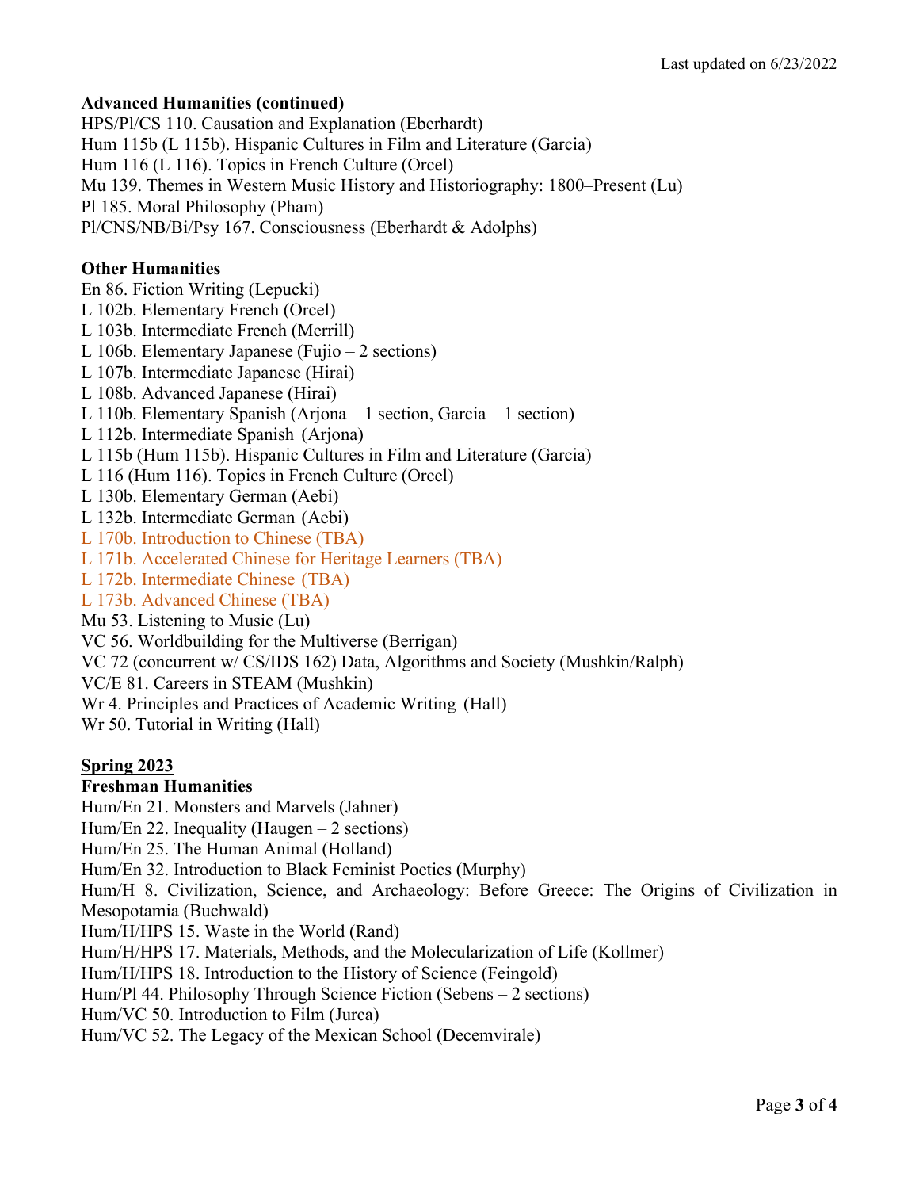**Advanced Humanities (continued)**

HPS/Pl/CS 110. Causation and Explanation (Eberhardt)
Hum 115b (L 115b). Hispanic Cultures in Film and Literature (Garcia)
Hum 116 (L 116). Topics in French Culture (Orcel)
Mu 139. Themes in Western Music History and Historiography: 1800–Present (Lu)
Pl 185. Moral Philosophy (Pham)
Pl/CNS/NB/Bi/Psy 167. Consciousness (Eberhardt & Adolphs)

**Other Humanities**

En 86. Fiction Writing (Lepucki)
L 102b. Elementary French (Orcel)
L 103b. Intermediate French (Merrill)
L 106b. Elementary Japanese (Fujio – 2 sections)
L 107b. Intermediate Japanese (Hirai)
L 108b. Advanced Japanese (Hirai)
L 110b. Elementary Spanish (Arjona – 1 section, Garcia – 1 section)
L 112b. Intermediate Spanish (Arjona)
L 115b (Hum 115b). Hispanic Cultures in Film and Literature (Garcia)
L 116 (Hum 116). Topics in French Culture (Orcel)
L 130b. Elementary German (Aebi)
L 132b. Intermediate German (Aebi)
L 170b. Introduction to Chinese (TBA)
L 171b. Accelerated Chinese for Heritage Learners (TBA)
L 172b. Intermediate Chinese (TBA)
L 173b. Advanced Chinese (TBA)
Mu 53. Listening to Music (Lu)
VC 56. Worldbuilding for the Multiverse (Berrigan)
VC 72 (concurrent w/ CS/IDS 162) Data, Algorithms and Society (Mushkin/Ralph)
VC/E 81. Careers in STEAM (Mushkin)
Wr 4. Principles and Practices of Academic Writing (Hall)
Wr 50. Tutorial in Writing (Hall)

**<u>Spring 2023</u>**

**Freshman Humanities**

Hum/En 21. Monsters and Marvels (Jahner)
Hum/En 22. Inequality (Haugen – 2 sections)
Hum/En 25. The Human Animal (Holland)
Hum/En 32. Introduction to Black Feminist Poetics (Murphy)
Hum/H 8. Civilization, Science, and Archaeology: Before Greece: The Origins of Civilization in Mesopotamia (Buchwald)
Hum/H/HPS 15. Waste in the World (Rand)
Hum/H/HPS 17. Materials, Methods, and the Molecularization of Life (Kollmer)
Hum/H/HPS 18. Introduction to the History of Science (Feingold)
Hum/Pl 44. Philosophy Through Science Fiction (Sebens – 2 sections)
Hum/VC 50. Introduction to Film (Jurca)
Hum/VC 52. The Legacy of the Mexican School (Decemvirale)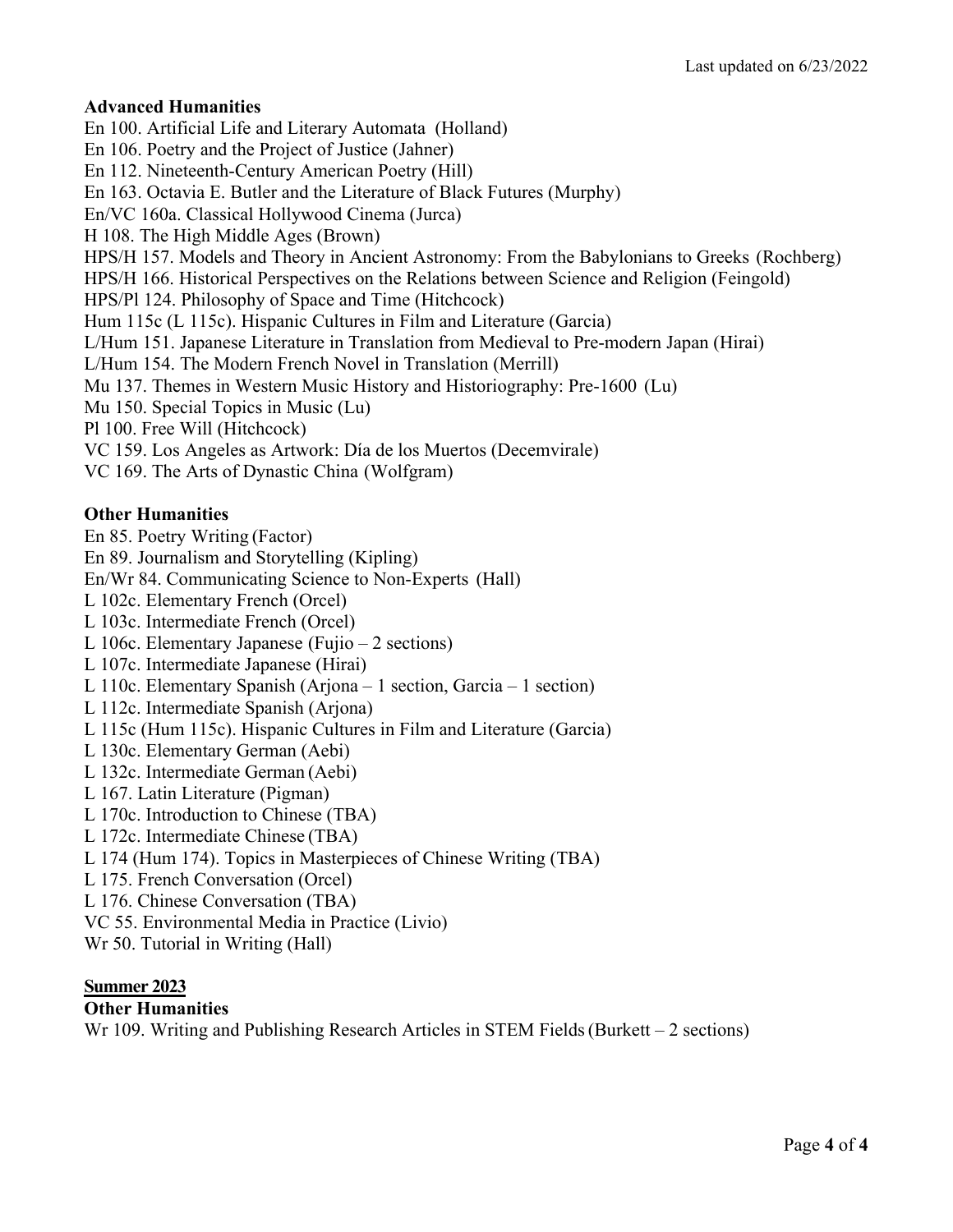**Advanced Humanities**

En 100. Artificial Life and Literary Automata (Holland)
En 106. Poetry and the Project of Justice (Jahner)
En 112. Nineteenth-Century American Poetry (Hill)
En 163. Octavia E. Butler and the Literature of Black Futures (Murphy)
En/VC 160a. Classical Hollywood Cinema (Jurca)
H 108. The High Middle Ages (Brown)
HPS/H 157. Models and Theory in Ancient Astronomy: From the Babylonians to Greeks (Rochberg)
HPS/H 166. Historical Perspectives on the Relations between Science and Religion (Feingold)
HPS/Pl 124. Philosophy of Space and Time (Hitchcock)
Hum 115c (L 115c). Hispanic Cultures in Film and Literature (Garcia)
L/Hum 151. Japanese Literature in Translation from Medieval to Pre-modern Japan (Hirai)
L/Hum 154. The Modern French Novel in Translation (Merrill)
Mu 137. Themes in Western Music History and Historiography: Pre-1600 (Lu)
Mu 150. Special Topics in Music (Lu)
Pl 100. Free Will (Hitchcock)
VC 159. Los Angeles as Artwork: Día de los Muertos (Decemvirale)
VC 169. The Arts of Dynastic China (Wolfgram)

**Other Humanities**

En 85. Poetry Writing (Factor)
En 89. Journalism and Storytelling (Kipling)
En/Wr 84. Communicating Science to Non-Experts (Hall)
L 102c. Elementary French (Orcel)
L 103c. Intermediate French (Orcel)
L 106c. Elementary Japanese (Fujio – 2 sections)
L 107c. Intermediate Japanese (Hirai)
L 110c. Elementary Spanish (Arjona – 1 section, Garcia – 1 section)
L 112c. Intermediate Spanish (Arjona)
L 115c (Hum 115c). Hispanic Cultures in Film and Literature (Garcia)
L 130c. Elementary German (Aebi)
L 132c. Intermediate German (Aebi)
L 167. Latin Literature (Pigman)
L 170c. Introduction to Chinese (TBA)
L 172c. Intermediate Chinese (TBA)
L 174 (Hum 174). Topics in Masterpieces of Chinese Writing (TBA)
L 175. French Conversation (Orcel)
L 176. Chinese Conversation (TBA)
VC 55. Environmental Media in Practice (Livio)
Wr 50. Tutorial in Writing (Hall)

## Summer 2023

**Other Humanities**

Wr 109. Writing and Publishing Research Articles in STEM Fields (Burkett – 2 sections)